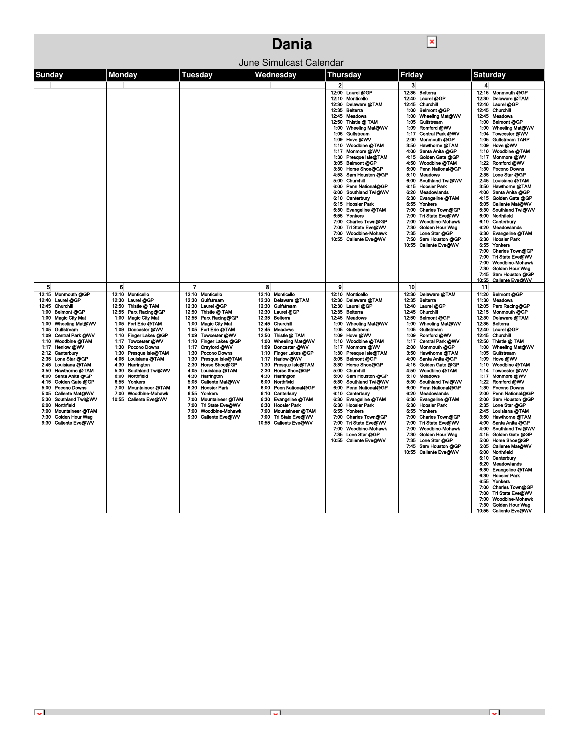# Dania

## June Simulcast Calendar

| Sunday | Monday | Tuesday | Wednesday | Thursday | Friday | Saturday |
|---|---|---|---|---|---|---|
| | | | | **2**<br>12:00 Laurel @GP<br>12:10 Monticello<br>12:30 Delaware @TAM<br>12:35 Belterra<br>12:45 Meadows<br>12:50 Thistle @ TAM<br>1:00 Wheeling Mat@WV<br>1:05 Gulfstream<br>1:09 Hove @WV<br>1:10 Woodbine @TAM<br>1:17 Monmore @WV<br>1:30 Presque Isle@TAM<br>3:05 Belmont @GP<br>3:30 Horse Shoe@GP<br>4:58 Sam Houston @GP<br>5:00 Churchill<br>6:00 Penn National@GP<br>6:00 Southland Twi@WV<br>6:10 Canterbury<br>6:15 Hoosier Park<br>6:30 Evangeline @TAM<br>6:55 Yonkers<br>7:00 Charles Town@GP<br>7:00 Tri State Eve@WV<br>7:00 Woodbine-Mohawk<br>10:55 Caliente Eve@WV | **3**<br>12:35 Belterra<br>12:40 Laurel @GP<br>12:45 Churchill<br>1:00 Belmont @GP<br>1:00 Wheeling Mat@WV<br>1:05 Gulfstream<br>1:09 Romford @WV<br>1:17 Central Park @WV<br>2:00 Monmouth @GP<br>3:50 Hawthorne @TAM<br>4:00 Santa Anita @GP<br>4:15 Golden Gate @GP<br>4:50 Woodbine @TAM<br>5:00 Penn National@GP<br>5:10 Meadows<br>6:00 Southland Twi@WV<br>6:15 Hoosier Park<br>6:20 Meadowlands<br>6:30 Evangeline @TAM<br>6:55 Yonkers<br>7:00 Charles Town@GP<br>7:00 Tri State Eve@WV<br>7:00 Woodbine-Mohawk<br>7:30 Golden Hour Wag<br>7:35 Lone Star @GP<br>7:50 Sam Houston @GP<br>10:55 Caliente Eve@WV | **4**<br>12:15 Monmouth @GP<br>12:30 Delaware @TAM<br>12:40 Laurel @GP<br>12:45 Churchill<br>12:45 Meadows<br>1:00 Belmont @GP<br>1:00 Wheeling Mat@WV<br>1:04 Towcester @WV<br>1:05 Gulfstream TARP<br>1:09 Hove @WV<br>1:10 Woodbine @TAM<br>1:17 Monmore @WV<br>1:22 Romford @WV<br>1:30 Pocono Downs<br>2:35 Lone Star @GP<br>2:45 Louisiana @TAM<br>3:50 Hawthorne @TAM<br>4:00 Santa Anita @GP<br>4:15 Golden Gate @GP<br>5:05 Caliente Mat@WV<br>5:30 Southland Twi@WV<br>6:00 Northfield<br>6:10 Canterbury<br>6:20 Meadowlands<br>6:30 Evangeline @TAM<br>6:30 Hoosier Park<br>6:55 Yonkers<br>7:00 Charles Town@GP<br>7:00 Tri State Eve@WV<br>7:00 Woodbine-Mohawk<br>7:30 Golden Hour Wag<br>7:45 Sam Houston @GP<br>10:55 Caliente Eve@WV |
| **5**<br>12:15 Monmouth @GP<br>12:40 Laurel @GP<br>12:45 Churchill<br>1:00 Belmont @GP<br>1:00 Magic City Mat<br>1:00 Wheeling Mat@WV<br>1:05 Gulfstream<br>1:09 Central Park @WV<br>1:10 Woodbine @TAM<br>1:17 Henlow @WV<br>2:12 Canterbury<br>2:35 Lone Star @GP<br>2:45 Louisiana @TAM<br>3:50 Hawthorne @TAM<br>4:00 Santa Anita @GP<br>4:15 Golden Gate @GP<br>5:00 Pocono Downs<br>5:05 Caliente Mat@WV<br>5:30 Southland Twi@WV<br>6:00 Northfield<br>7:00 Mountaineer @TAM<br>7:30 Golden Hour Wag<br>9:30 Caliente Eve@WV | **6**<br>12:10 Monticello<br>12:30 Laurel @GP<br>12:50 Thistle @ TAM<br>12:55 Parx Racing@GP<br>1:00 Magic City Mat<br>1:05 Fort Erie @TAM<br>1:09 Doncaster @WV<br>1:10 Finger Lakes @GP<br>1:17 Towcester @WV<br>1:30 Pocono Downs<br>1:30 Presque Isle@TAM<br>4:05 Louisiana @TAM<br>4:30 Harrington<br>5:30 Southland Twi@WV<br>6:00 Northfield<br>6:55 Yonkers<br>7:00 Mountaineer @TAM<br>7:00 Woodbine-Mohawk<br>10:55 Caliente Eve@WV | **7**<br>12:10 Monticello<br>12:30 Gulfstream<br>12:30 Laurel @GP<br>12:50 Thistle @ TAM<br>12:55 Parx Racing@GP<br>1:00 Magic City Mat<br>1:05 Fort Erie @TAM<br>1:09 Towcester @WV<br>1:10 Finger Lakes @GP<br>1:17 Crayford @WV<br>1:30 Pocono Downs<br>1:30 Presque Isle@TAM<br>2:30 Horse Shoe@GP<br>4:05 Louisiana @TAM<br>4:30 Harrington<br>5:05 Caliente Mat@WV<br>6:30 Hoosier Park<br>6:55 Yonkers<br>7:00 Mountaineer @TAM<br>7:00 Tri State Eve@WV<br>7:00 Woodbine-Mohawk<br>9:30 Caliente Eve@WV | **8**<br>12:10 Monticello<br>12:30 Delaware @TAM<br>12:30 Gulfstream<br>12:30 Laurel @GP<br>12:35 Belterra<br>12:45 Churchill<br>12:45 Meadows<br>12:50 Thistle @ TAM<br>1:00 Wheeling Mat@WV<br>1:09 Doncaster @WV<br>1:10 Finger Lakes @GP<br>1:17 Harlow @WV<br>1:30 Presque Isle@TAM<br>2:30 Horse Shoe@GP<br>4:30 Harrington<br>6:00 Northfield<br>6:00 Penn National@GP<br>6:10 Canterbury<br>6:30 Evangeline @TAM<br>6:30 Hoosier Park<br>7:00 Mountaineer @TAM<br>7:00 Tri State Eve@WV<br>10:55 Caliente Eve@WV | **9**<br>12:10 Monticello<br>12:30 Delaware @TAM<br>12:30 Laurel @GP<br>12:35 Belterra<br>12:45 Meadows<br>1:00 Wheeling Mat@WV<br>1:05 Gulfstream<br>1:09 Hove @WV<br>1:10 Woodbine @TAM<br>1:17 Monmore @WV<br>1:30 Presque Isle@TAM<br>3:05 Belmont @GP<br>3:30 Horse Shoe@GP<br>5:00 Churchill<br>5:00 Sam Houston @GP<br>5:30 Southland Twi@WV<br>6:00 Penn National@GP<br>6:10 Canterbury<br>6:30 Evangeline @TAM<br>6:30 Hoosier Park<br>6:55 Yonkers<br>7:00 Charles Town@GP<br>7:00 Tri State Eve@WV<br>7:00 Woodbine-Mohawk<br>7:35 Lone Star @GP<br>10:55 Caliente Eve@WV | **10**<br>12:30 Delaware @TAM<br>12:35 Belterra<br>12:40 Laurel @GP<br>12:45 Churchill<br>12:50 Belmont @GP<br>1:00 Wheeling Mat@WV<br>1:05 Gulfstream<br>1:09 Romford @WV<br>1:17 Central Park @WV<br>2:00 Monmouth @GP<br>3:50 Hawthorne @TAM<br>4:00 Santa Anita @GP<br>4:15 Golden Gate @GP<br>4:50 Woodbine @TAM<br>5:10 Meadows<br>5:30 Southland Twi@WV<br>6:00 Penn National@GP<br>6:20 Meadowlands<br>6:30 Evangeline @TAM<br>6:30 Hoosier Park<br>6:55 Yonkers<br>7:00 Charles Town@GP<br>7:00 Tri State Eve@WV<br>7:00 Woodbine-Mohawk<br>7:30 Golden Hour Wag<br>7:35 Lone Star @GP<br>7:45 Sam Houston @GP<br>10:55 Caliente Eve@WV | **11**<br>11:20 Belmont @GP<br>11:30 Meadows<br>12:05 Parx Racing@GP<br>12:15 Monmouth @GP<br>12:30 Delaware @TAM<br>12:35 Belterra<br>12:40 Laurel @GP<br>12:45 Churchill<br>12:50 Thistle @ TAM<br>1:00 Wheeling Mat@WV<br>1:05 Gulfstream<br>1:09 Hove @WV<br>1:10 Woodbine @TAM<br>1:14 Towcester @WV<br>1:17 Monmore @WV<br>1:22 Romford @WV<br>1:30 Pocono Downs<br>2:00 Penn National@GP<br>2:00 Sam Houston @GP<br>2:35 Lone Star @GP<br>2:45 Louisiana @TAM<br>3:50 Hawthorne @TAM<br>4:00 Santa Anita @GP<br>4:00 Southland Twi@WV<br>4:15 Golden Gate @GP<br>5:00 Horse Shoe@GP<br>5:05 Caliente Mat@WV<br>6:00 Northfield<br>6:10 Canterbury<br>6:20 Meadowlands<br>6:30 Evangeline @TAM<br>6:30 Hoosier Park<br>6:55 Yonkers<br>7:00 Charles Town@GP<br>7:00 Tri State Eve@WV<br>7:00 Woodbine-Mohawk<br>7:30 Golden Hour Wag<br>10:55 Caliente Eve@WV |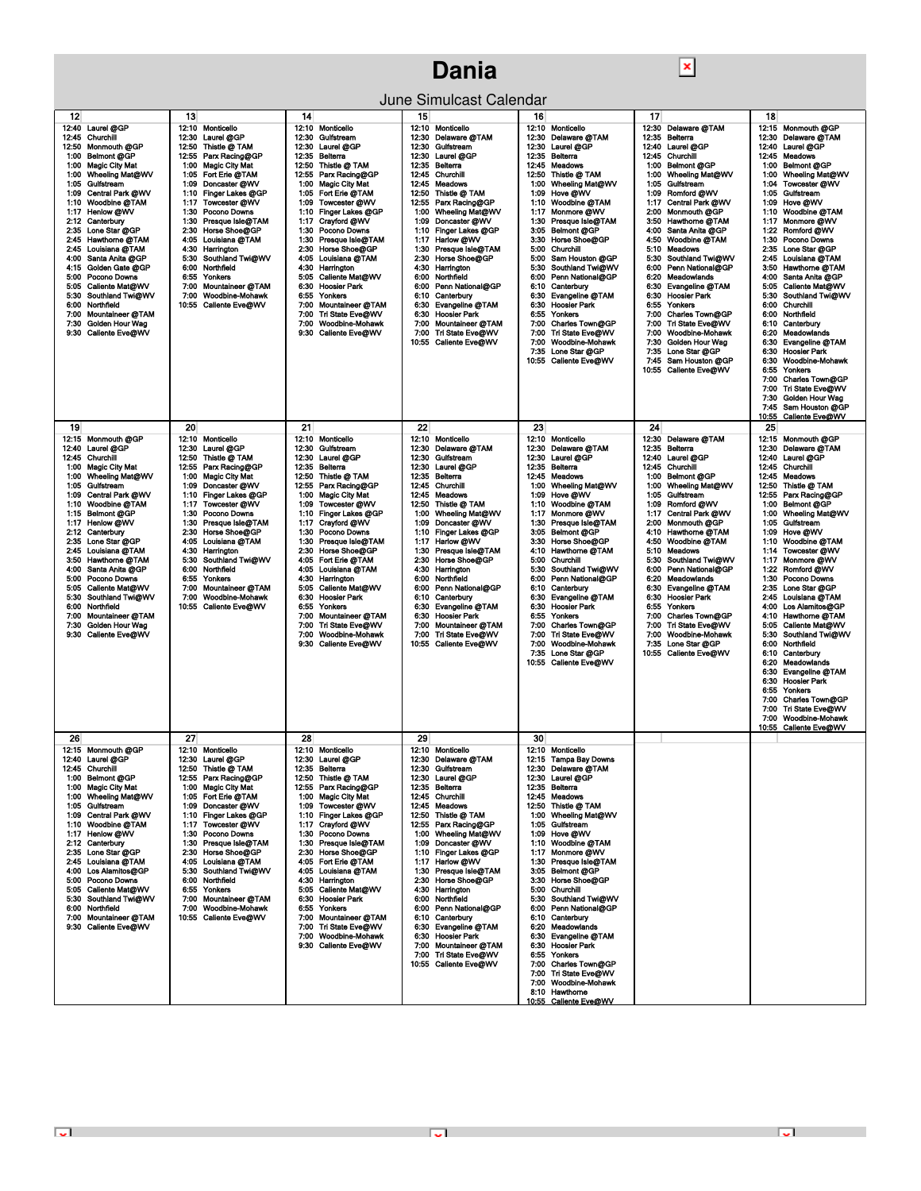# Dania

June Simulcast Calendar

| 12 | 13 | 14 | 15 | 16 | 17 | 18 |
|---|---|---|---|---|---|---|
| 12:40 Laurel @GP<br>12:45 Churchill<br>12:50 Monmouth @GP<br>1:00 Belmont @GP<br>1:00 Magic City Mat<br>1:00 Wheeling Mat@WV<br>1:05 Gulfstream<br>1:09 Central Park @WV<br>1:10 Woodbine @TAM<br>1:17 Henlow @WV<br>2:12 Canterbury<br>2:35 Lone Star @GP<br>2:45 Hawthorne @TAM<br>2:45 Louisiana @TAM<br>4:00 Santa Anita @GP<br>4:15 Golden Gate @GP<br>5:00 Pocono Downs<br>5:05 Caliente Mat@WV<br>5:30 Southland Twi@WV<br>6:00 Northfield<br>7:00 Mountaineer @TAM<br>7:30 Golden Hour Wag<br>9:30 Caliente Eve@WV | 12:10 Monticello<br>12:30 Laurel @GP<br>12:50 Thistle @ TAM<br>12:55 Parx Racing@GP<br>1:00 Magic City Mat<br>1:05 Fort Erie @TAM<br>1:09 Doncaster @WV<br>1:10 Finger Lakes @GP<br>1:17 Towcester @WV<br>1:30 Pocono Downs<br>1:30 Presque Isle@TAM<br>2:30 Horse Shoe@GP<br>4:05 Louisiana @TAM<br>4:30 Harrington<br>5:30 Southland Twi@WV<br>6:00 Northfield<br>6:55 Yonkers<br>7:00 Mountaineer @TAM<br>7:00 Woodbine-Mohawk<br>10:55 Caliente Eve@WV | 12:10 Monticello<br>12:30 Gulfstream<br>12:30 Laurel @GP<br>12:35 Belterra<br>12:50 Thistle @ TAM<br>12:55 Parx Racing@GP<br>1:00 Magic City Mat<br>1:05 Fort Erie @TAM<br>1:09 Towcester @WV<br>1:10 Finger Lakes @GP<br>1:17 Crayford @WV<br>1:30 Pocono Downs<br>1:30 Presque Isle@TAM<br>2:30 Horse Shoe@GP<br>4:05 Louisiana @TAM<br>4:30 Harrington<br>5:05 Caliente Mat@WV<br>6:30 Hoosier Park<br>6:55 Yonkers<br>7:00 Mountaineer @TAM<br>7:00 Tri State Eve@WV<br>7:00 Woodbine-Mohawk<br>9:30 Caliente Eve@WV | 12:10 Monticello<br>12:30 Delaware @TAM<br>12:30 Gulfstream<br>12:30 Laurel @GP<br>12:35 Belterra<br>12:45 Churchill<br>12:45 Meadows<br>12:50 Thistle @ TAM<br>12:55 Parx Racing@GP<br>1:00 Wheeling Mat@WV<br>1:09 Doncaster @WV<br>1:10 Finger Lakes @GP<br>1:17 Harlow @WV<br>1:30 Presque Isle@TAM<br>2:30 Horse Shoe@GP<br>4:30 Harrington<br>6:00 Northfield<br>6:00 Penn National@GP<br>6:10 Canterbury<br>6:30 Evangeline @TAM<br>6:30 Hoosier Park<br>7:00 Mountaineer @TAM<br>7:00 Tri State Eve@WV<br>10:55 Caliente Eve@WV | 12:10 Monticello<br>12:30 Delaware @TAM<br>12:30 Laurel @GP<br>12:35 Belterra<br>12:45 Meadows<br>12:50 Thistle @ TAM<br>1:00 Wheeling Mat@WV<br>1:09 Hove @WV<br>1:10 Woodbine @TAM<br>1:17 Monmore @WV<br>1:30 Presque Isle@TAM<br>3:05 Belmont @GP<br>3:30 Horse Shoe@GP<br>5:00 Churchill<br>5:00 Sam Houston @GP<br>5:30 Southland Twi@WV<br>6:00 Penn National@GP<br>6:10 Canterbury<br>6:30 Evangeline @TAM<br>6:30 Hoosier Park<br>6:55 Yonkers<br>7:00 Charles Town@GP<br>7:00 Tri State Eve@WV<br>7:00 Woodbine-Mohawk<br>7:35 Lone Star @GP<br>10:55 Caliente Eve@WV | 12:30 Delaware @TAM<br>12:35 Belterra<br>12:40 Laurel @GP<br>12:45 Churchill<br>1:00 Belmont @GP<br>1:00 Wheeling Mat@WV<br>1:05 Gulfstream<br>1:09 Romford @WV<br>1:17 Central Park @WV<br>2:00 Monmouth @GP<br>3:50 Hawthorne @TAM<br>4:00 Santa Anita @GP<br>4:50 Woodbine @TAM<br>5:10 Meadows<br>5:30 Southland Twi@WV<br>6:00 Penn National@GP<br>6:20 Meadowlands<br>6:30 Evangeline @TAM<br>6:30 Hoosier Park<br>6:55 Yonkers<br>7:00 Charles Town@GP<br>7:00 Tri State Eve@WV<br>7:00 Woodbine-Mohawk<br>7:30 Golden Hour Wag<br>7:35 Lone Star @GP<br>7:45 Sam Houston @GP<br>10:55 Caliente Eve@WV | 12:15 Monmouth @GP<br>12:30 Delaware @TAM<br>12:40 Laurel @GP<br>12:45 Meadows<br>1:00 Belmont @GP<br>1:00 Wheeling Mat@WV<br>1:04 Towcester @WV<br>1:05 Gulfstream<br>1:09 Hove @WV<br>1:10 Woodbine @TAM<br>1:17 Monmore @WV<br>1:22 Romford @WV<br>1:30 Pocono Downs<br>2:35 Lone Star @GP<br>2:45 Louisiana @TAM<br>3:50 Hawthorne @TAM<br>4:00 Santa Anita @GP<br>5:05 Caliente Mat@WV<br>5:30 Southland Twi@WV<br>6:00 Churchill<br>6:00 Northfield<br>6:10 Canterbury<br>6:20 Meadowlands<br>6:30 Evangeline @TAM<br>6:30 Hoosier Park<br>6:30 Woodbine-Mohawk<br>6:55 Yonkers<br>7:00 Charles Town@GP<br>7:00 Tri State Eve@WV<br>7:30 Golden Hour Wag<br>7:45 Sam Houston @GP<br>10:55 Caliente Eve@WV |
| **19**<br>12:15 Monmouth @GP<br>12:40 Laurel @GP<br>12:45 Churchill<br>1:00 Magic City Mat<br>1:00 Wheeling Mat@WV<br>1:05 Gulfstream<br>1:09 Central Park @WV<br>1:10 Woodbine @TAM<br>1:15 Belmont @GP<br>1:17 Henlow @WV<br>2:12 Canterbury<br>2:35 Lone Star @GP<br>2:45 Louisiana @TAM<br>3:50 Hawthorne @TAM<br>4:00 Santa Anita @GP<br>5:00 Pocono Downs<br>5:05 Caliente Mat@WV<br>5:30 Southland Twi@WV<br>6:00 Northfield<br>7:00 Mountaineer @TAM<br>7:30 Golden Hour Wag<br>9:30 Caliente Eve@WV | **20**<br>12:10 Monticello<br>12:30 Laurel @GP<br>12:50 Thistle @ TAM<br>12:55 Parx Racing@GP<br>1:00 Magic City Mat<br>1:09 Doncaster @WV<br>1:10 Finger Lakes @GP<br>1:17 Towcester @WV<br>1:30 Pocono Downs<br>1:30 Presque Isle@TAM<br>2:30 Horse Shoe@GP<br>4:05 Louisiana @TAM<br>4:30 Harrington<br>5:30 Southland Twi@WV<br>6:00 Northfield<br>6:55 Yonkers<br>7:00 Mountaineer @TAM<br>7:00 Woodbine-Mohawk<br>10:55 Caliente Eve@WV | **21**<br>12:10 Monticello<br>12:30 Gulfstream<br>12:30 Laurel @GP<br>12:35 Belterra<br>12:50 Thistle @ TAM<br>12:55 Parx Racing@GP<br>1:00 Magic City Mat<br>1:09 Towcester @WV<br>1:10 Finger Lakes @GP<br>1:17 Crayford @WV<br>1:30 Pocono Downs<br>1:30 Presque Isle@TAM<br>2:30 Horse Shoe@GP<br>4:05 Fort Erie @TAM<br>4:05 Louisiana @TAM<br>4:30 Harrington<br>5:05 Caliente Mat@WV<br>6:30 Hoosier Park<br>6:55 Yonkers<br>7:00 Mountaineer @TAM<br>7:00 Tri State Eve@WV<br>7:00 Woodbine-Mohawk<br>9:30 Caliente Eve@WV | **22**<br>12:10 Monticello<br>12:30 Delaware @TAM<br>12:30 Gulfstream<br>12:30 Laurel @GP<br>12:35 Belterra<br>12:45 Churchill<br>12:45 Meadows<br>12:50 Thistle @ TAM<br>1:00 Wheeling Mat@WV<br>1:09 Doncaster @WV<br>1:10 Finger Lakes @GP<br>1:17 Harlow @WV<br>1:30 Presque Isle@TAM<br>2:30 Horse Shoe@GP<br>4:30 Harrington<br>6:00 Northfield<br>6:00 Penn National@GP<br>6:10 Canterbury<br>6:30 Evangeline @TAM<br>6:30 Hoosier Park<br>7:00 Mountaineer @TAM<br>7:00 Tri State Eve@WV<br>10:55 Caliente Eve@WV | **23**<br>12:10 Monticello<br>12:30 Delaware @TAM<br>12:30 Laurel @GP<br>12:35 Belterra<br>12:45 Meadows<br>1:00 Wheeling Mat@WV<br>1:09 Hove @WV<br>1:10 Woodbine @TAM<br>1:17 Monmore @WV<br>1:30 Presque Isle@TAM<br>3:05 Belmont @GP<br>3:30 Horse Shoe@GP<br>4:10 Hawthorne @TAM<br>5:00 Churchill<br>5:30 Southland Twi@WV<br>6:00 Penn National@GP<br>6:10 Canterbury<br>6:30 Evangeline @TAM<br>6:30 Hoosier Park<br>6:55 Yonkers<br>7:00 Charles Town@GP<br>7:00 Tri State Eve@WV<br>7:00 Woodbine-Mohawk<br>7:35 Lone Star @GP<br>10:55 Caliente Eve@WV | **24**<br>12:30 Delaware @TAM<br>12:35 Belterra<br>12:40 Laurel @GP<br>12:45 Churchill<br>1:00 Belmont @GP<br>1:00 Wheeling Mat@WV<br>1:05 Gulfstream<br>1:09 Romford @WV<br>1:17 Central Park @WV<br>2:00 Monmouth @GP<br>4:10 Hawthorne @TAM<br>4:50 Woodbine @TAM<br>5:10 Meadows<br>5:30 Southland Twi@WV<br>6:00 Penn National@GP<br>6:20 Meadowlands<br>6:30 Evangeline @TAM<br>6:30 Hoosier Park<br>6:55 Yonkers<br>7:00 Charles Town@GP<br>7:00 Tri State Eve@WV<br>7:00 Woodbine-Mohawk<br>7:35 Lone Star @GP<br>10:55 Caliente Eve@WV | **25**<br>12:15 Monmouth @GP<br>12:30 Delaware @TAM<br>12:40 Laurel @GP<br>12:45 Churchill<br>12:45 Meadows<br>12:50 Thistle @ TAM<br>12:55 Parx Racing@GP<br>1:00 Belmont @GP<br>1:00 Wheeling Mat@WV<br>1:05 Gulfstream<br>1:09 Hove @WV<br>1:10 Woodbine @TAM<br>1:14 Towcester @WV<br>1:17 Monmore @WV<br>1:22 Romford @WV<br>1:30 Pocono Downs<br>2:35 Lone Star @GP<br>2:45 Louisiana @TAM<br>4:00 Los Alamitos@GP<br>4:10 Hawthorne @TAM<br>5:05 Caliente Mat@WV<br>5:30 Southland Twi@WV<br>6:00 Northfield<br>6:10 Canterbury<br>6:20 Meadowlands<br>6:30 Evangeline @TAM<br>6:30 Hoosier Park<br>6:55 Yonkers<br>7:00 Charles Town@GP<br>7:00 Tri State Eve@WV<br>7:00 Woodbine-Mohawk<br>10:55 Caliente Eve@WV |
| **26**<br>12:15 Monmouth @GP<br>12:40 Laurel @GP<br>12:45 Churchill<br>1:00 Belmont @GP<br>1:00 Magic City Mat<br>1:00 Wheeling Mat@WV<br>1:05 Gulfstream<br>1:09 Central Park @WV<br>1:10 Woodbine @TAM<br>1:17 Henlow @WV<br>2:12 Canterbury<br>2:35 Lone Star @GP<br>2:45 Louisiana @TAM<br>4:00 Los Alamitos@GP<br>5:00 Pocono Downs<br>5:05 Caliente Mat@WV<br>5:30 Southland Twi@WV<br>6:00 Northfield<br>7:00 Mountaineer @TAM<br>9:30 Caliente Eve@WV | **27**<br>12:10 Monticello<br>12:30 Laurel @GP<br>12:50 Thistle @ TAM<br>12:55 Parx Racing@GP<br>1:00 Magic City Mat<br>1:05 Fort Erie @TAM<br>1:09 Doncaster @WV<br>1:10 Finger Lakes @GP<br>1:17 Towcester @WV<br>1:30 Pocono Downs<br>1:30 Presque Isle@TAM<br>2:30 Horse Shoe@GP<br>4:05 Louisiana @TAM<br>5:30 Southland Twi@WV<br>6:00 Northfield<br>6:55 Yonkers<br>7:00 Mountaineer @TAM<br>7:00 Woodbine-Mohawk<br>10:55 Caliente Eve@WV | **28**<br>12:10 Monticello<br>12:30 Laurel @GP<br>12:35 Belterra<br>12:50 Thistle @ TAM<br>12:55 Parx Racing@GP<br>1:00 Magic City Mat<br>1:09 Towcester @WV<br>1:10 Finger Lakes @GP<br>1:17 Crayford @WV<br>1:30 Pocono Downs<br>1:30 Presque Isle@TAM<br>2:30 Horse Shoe@GP<br>4:05 Fort Erie @TAM<br>4:05 Louisiana @TAM<br>4:30 Harrington<br>5:05 Caliente Mat@WV<br>6:30 Hoosier Park<br>6:55 Yonkers<br>7:00 Mountaineer @TAM<br>7:00 Tri State Eve@WV<br>7:00 Woodbine-Mohawk<br>9:30 Caliente Eve@WV | **29**<br>12:10 Monticello<br>12:30 Delaware @TAM<br>12:30 Gulfstream<br>12:30 Laurel @GP<br>12:35 Belterra<br>12:45 Churchill<br>12:45 Meadows<br>12:50 Thistle @ TAM<br>12:55 Parx Racing@GP<br>1:00 Wheeling Mat@WV<br>1:09 Doncaster @WV<br>1:10 Finger Lakes @GP<br>1:17 Harlow @WV<br>1:30 Presque Isle@TAM<br>2:30 Horse Shoe@GP<br>4:30 Harrington<br>6:00 Northfield<br>6:00 Penn National@GP<br>6:10 Canterbury<br>6:30 Evangeline @TAM<br>6:30 Hoosier Park<br>7:00 Mountaineer @TAM<br>7:00 Tri State Eve@WV<br>10:55 Caliente Eve@WV | **30**<br>12:10 Monticello<br>12:15 Tampa Bay Downs<br>12:30 Delaware @TAM<br>12:30 Laurel @GP<br>12:35 Belterra<br>12:45 Meadows<br>12:50 Thistle @ TAM<br>1:00 Wheeling Mat@WV<br>1:05 Gulfstream<br>1:09 Hove @WV<br>1:10 Woodbine @TAM<br>1:17 Monmore @WV<br>1:30 Presque Isle@TAM<br>3:05 Belmont @GP<br>3:30 Horse Shoe@GP<br>5:00 Churchill<br>5:30 Southland Twi@WV<br>6:00 Penn National@GP<br>6:10 Canterbury<br>6:20 Meadowlands<br>6:30 Evangeline @TAM<br>6:30 Hoosier Park<br>6:55 Yonkers<br>7:00 Charles Town@GP<br>7:00 Tri State Eve@WV<br>7:00 Woodbine-Mohawk<br>8:10 Hawthorne<br>10:55 Caliente Eve@WV | | |